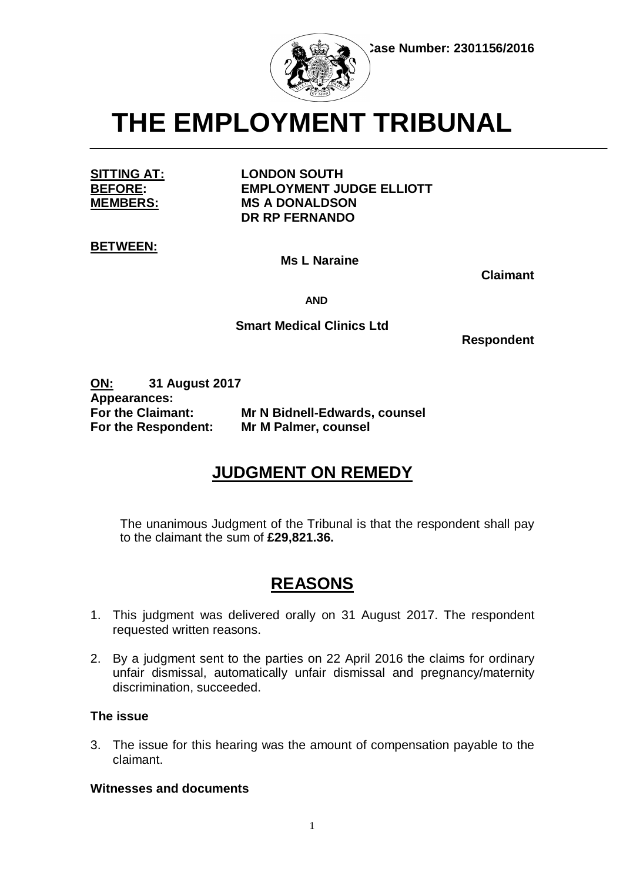Case Number: 2301156/2016

# THE EMPLOYMENT TRIBUNAL

**SITTING AT:** LONDON SOUTH
**BEFORE:** EMPLOYMENT JUDGE ELLIOTT
**MEMBERS:** MS A DONALDSON
DR RP FERNANDO

**BETWEEN:**

**Ms L Naraine**

**Claimant**

**AND**

**Smart Medical Clinics Ltd**

**Respondent**

**ON:** 31 August 2017
**Appearances:**
**For the Claimant:** Mr N Bidnell-Edwards, counsel
**For the Respondent:** Mr M Palmer, counsel

## JUDGMENT ON REMEDY

The unanimous Judgment of the Tribunal is that the respondent shall pay to the claimant the sum of **£29,821.36.**

## REASONS

1. This judgment was delivered orally on 31 August 2017. The respondent requested written reasons.

2. By a judgment sent to the parties on 22 April 2016 the claims for ordinary unfair dismissal, automatically unfair dismissal and pregnancy/maternity discrimination, succeeded.

### The issue

3. The issue for this hearing was the amount of compensation payable to the claimant.

### Witnesses and documents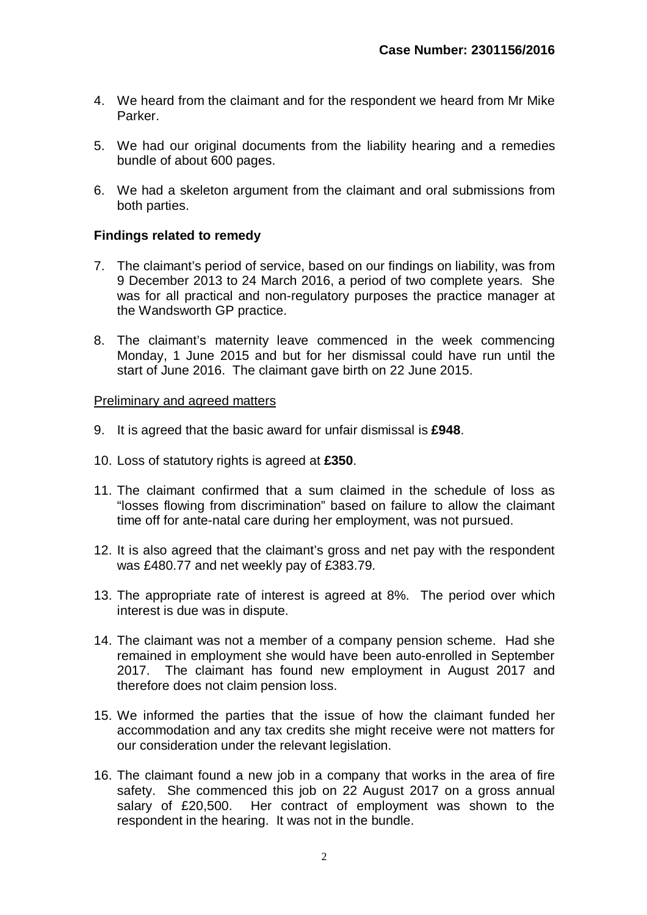4. We heard from the claimant and for the respondent we heard from Mr Mike Parker.

5. We had our original documents from the liability hearing and a remedies bundle of about 600 pages.

6. We had a skeleton argument from the claimant and oral submissions from both parties.

**Findings related to remedy**

7. The claimant's period of service, based on our findings on liability, was from 9 December 2013 to 24 March 2016, a period of two complete years. She was for all practical and non-regulatory purposes the practice manager at the Wandsworth GP practice.

8. The claimant's maternity leave commenced in the week commencing Monday, 1 June 2015 and but for her dismissal could have run until the start of June 2016. The claimant gave birth on 22 June 2015.

Preliminary and agreed matters

9. It is agreed that the basic award for unfair dismissal is **£948**.

10. Loss of statutory rights is agreed at **£350**.

11. The claimant confirmed that a sum claimed in the schedule of loss as "losses flowing from discrimination" based on failure to allow the claimant time off for ante-natal care during her employment, was not pursued.

12. It is also agreed that the claimant's gross and net pay with the respondent was £480.77 and net weekly pay of £383.79.

13. The appropriate rate of interest is agreed at 8%. The period over which interest is due was in dispute.

14. The claimant was not a member of a company pension scheme. Had she remained in employment she would have been auto-enrolled in September 2017. The claimant has found new employment in August 2017 and therefore does not claim pension loss.

15. We informed the parties that the issue of how the claimant funded her accommodation and any tax credits she might receive were not matters for our consideration under the relevant legislation.

16. The claimant found a new job in a company that works in the area of fire safety. She commenced this job on 22 August 2017 on a gross annual salary of £20,500. Her contract of employment was shown to the respondent in the hearing. It was not in the bundle.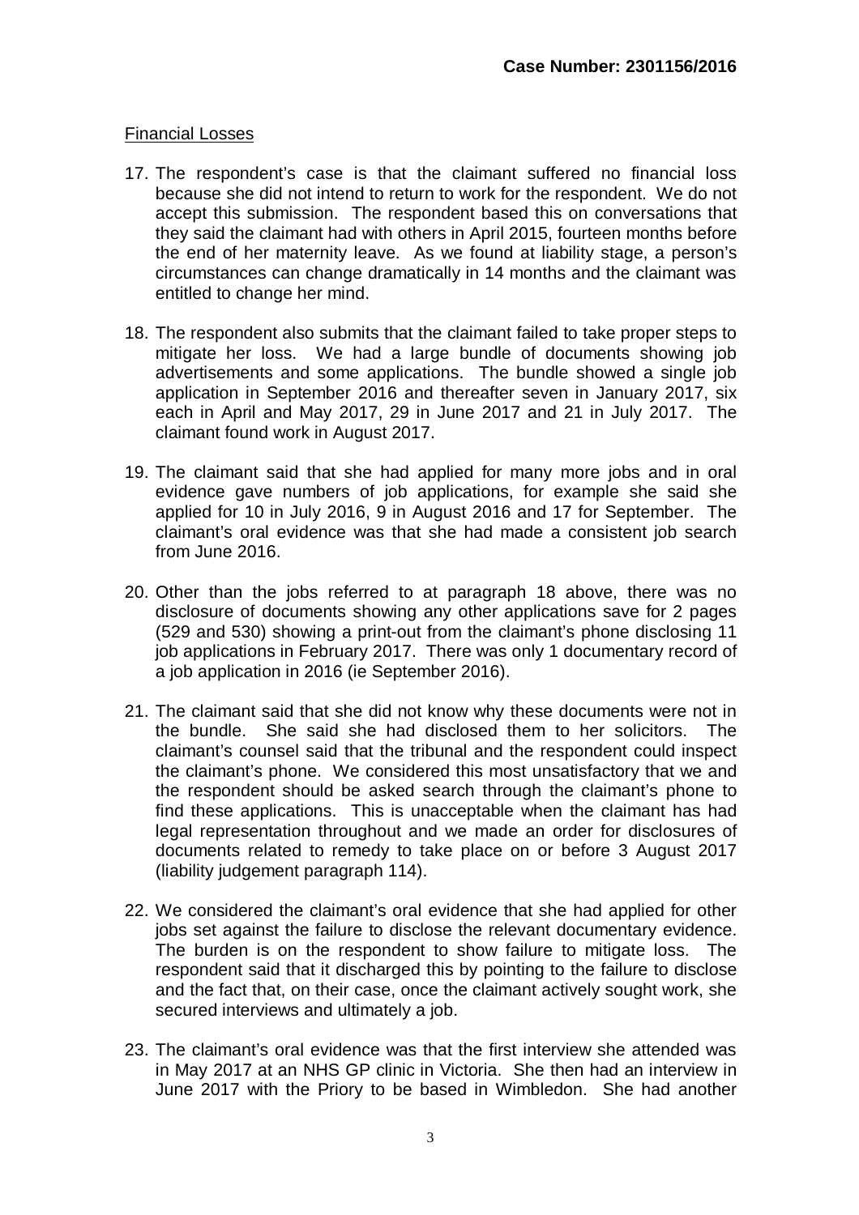Financial Losses

17. The respondent's case is that the claimant suffered no financial loss because she did not intend to return to work for the respondent. We do not accept this submission. The respondent based this on conversations that they said the claimant had with others in April 2015, fourteen months before the end of her maternity leave. As we found at liability stage, a person's circumstances can change dramatically in 14 months and the claimant was entitled to change her mind.

18. The respondent also submits that the claimant failed to take proper steps to mitigate her loss. We had a large bundle of documents showing job advertisements and some applications. The bundle showed a single job application in September 2016 and thereafter seven in January 2017, six each in April and May 2017, 29 in June 2017 and 21 in July 2017. The claimant found work in August 2017.

19. The claimant said that she had applied for many more jobs and in oral evidence gave numbers of job applications, for example she said she applied for 10 in July 2016, 9 in August 2016 and 17 for September. The claimant's oral evidence was that she had made a consistent job search from June 2016.

20. Other than the jobs referred to at paragraph 18 above, there was no disclosure of documents showing any other applications save for 2 pages (529 and 530) showing a print-out from the claimant's phone disclosing 11 job applications in February 2017. There was only 1 documentary record of a job application in 2016 (ie September 2016).

21. The claimant said that she did not know why these documents were not in the bundle. She said she had disclosed them to her solicitors. The claimant's counsel said that the tribunal and the respondent could inspect the claimant's phone. We considered this most unsatisfactory that we and the respondent should be asked search through the claimant's phone to find these applications. This is unacceptable when the claimant has had legal representation throughout and we made an order for disclosures of documents related to remedy to take place on or before 3 August 2017 (liability judgement paragraph 114).

22. We considered the claimant's oral evidence that she had applied for other jobs set against the failure to disclose the relevant documentary evidence. The burden is on the respondent to show failure to mitigate loss. The respondent said that it discharged this by pointing to the failure to disclose and the fact that, on their case, once the claimant actively sought work, she secured interviews and ultimately a job.

23. The claimant's oral evidence was that the first interview she attended was in May 2017 at an NHS GP clinic in Victoria. She then had an interview in June 2017 with the Priory to be based in Wimbledon. She had another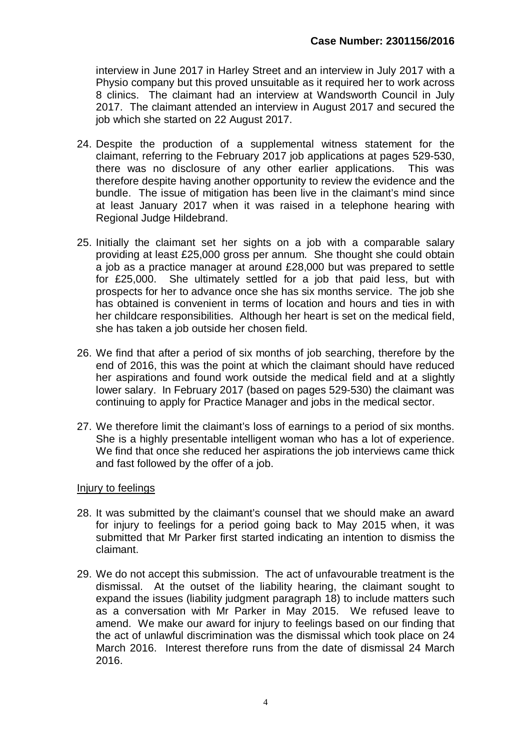interview in June 2017 in Harley Street and an interview in July 2017 with a Physio company but this proved unsuitable as it required her to work across 8 clinics. The claimant had an interview at Wandsworth Council in July 2017. The claimant attended an interview in August 2017 and secured the job which she started on 22 August 2017.

24. Despite the production of a supplemental witness statement for the claimant, referring to the February 2017 job applications at pages 529-530, there was no disclosure of any other earlier applications. This was therefore despite having another opportunity to review the evidence and the bundle. The issue of mitigation has been live in the claimant's mind since at least January 2017 when it was raised in a telephone hearing with Regional Judge Hildebrand.

25. Initially the claimant set her sights on a job with a comparable salary providing at least £25,000 gross per annum. She thought she could obtain a job as a practice manager at around £28,000 but was prepared to settle for £25,000. She ultimately settled for a job that paid less, but with prospects for her to advance once she has six months service. The job she has obtained is convenient in terms of location and hours and ties in with her childcare responsibilities. Although her heart is set on the medical field, she has taken a job outside her chosen field.

26. We find that after a period of six months of job searching, therefore by the end of 2016, this was the point at which the claimant should have reduced her aspirations and found work outside the medical field and at a slightly lower salary. In February 2017 (based on pages 529-530) the claimant was continuing to apply for Practice Manager and jobs in the medical sector.

27. We therefore limit the claimant's loss of earnings to a period of six months. She is a highly presentable intelligent woman who has a lot of experience. We find that once she reduced her aspirations the job interviews came thick and fast followed by the offer of a job.

<u>Injury to feelings</u>

28. It was submitted by the claimant's counsel that we should make an award for injury to feelings for a period going back to May 2015 when, it was submitted that Mr Parker first started indicating an intention to dismiss the claimant.

29. We do not accept this submission. The act of unfavourable treatment is the dismissal. At the outset of the liability hearing, the claimant sought to expand the issues (liability judgment paragraph 18) to include matters such as a conversation with Mr Parker in May 2015. We refused leave to amend. We make our award for injury to feelings based on our finding that the act of unlawful discrimination was the dismissal which took place on 24 March 2016. Interest therefore runs from the date of dismissal 24 March 2016.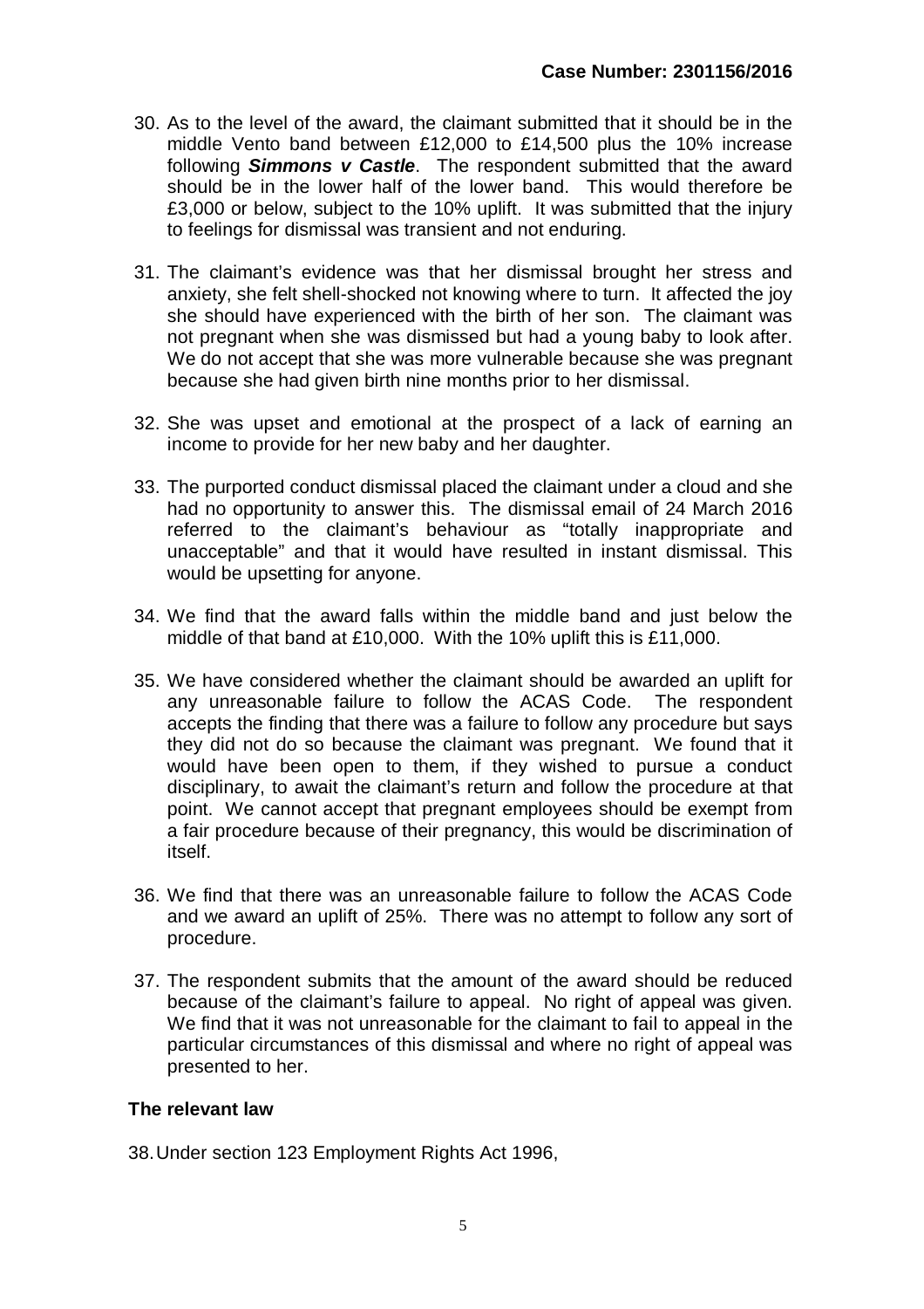30. As to the level of the award, the claimant submitted that it should be in the middle Vento band between £12,000 to £14,500 plus the 10% increase following ***Simmons v Castle***. The respondent submitted that the award should be in the lower half of the lower band. This would therefore be £3,000 or below, subject to the 10% uplift. It was submitted that the injury to feelings for dismissal was transient and not enduring.

31. The claimant's evidence was that her dismissal brought her stress and anxiety, she felt shell-shocked not knowing where to turn. It affected the joy she should have experienced with the birth of her son. The claimant was not pregnant when she was dismissed but had a young baby to look after. We do not accept that she was more vulnerable because she was pregnant because she had given birth nine months prior to her dismissal.

32. She was upset and emotional at the prospect of a lack of earning an income to provide for her new baby and her daughter.

33. The purported conduct dismissal placed the claimant under a cloud and she had no opportunity to answer this. The dismissal email of 24 March 2016 referred to the claimant's behaviour as "totally inappropriate and unacceptable" and that it would have resulted in instant dismissal. This would be upsetting for anyone.

34. We find that the award falls within the middle band and just below the middle of that band at £10,000. With the 10% uplift this is £11,000.

35. We have considered whether the claimant should be awarded an uplift for any unreasonable failure to follow the ACAS Code. The respondent accepts the finding that there was a failure to follow any procedure but says they did not do so because the claimant was pregnant. We found that it would have been open to them, if they wished to pursue a conduct disciplinary, to await the claimant's return and follow the procedure at that point. We cannot accept that pregnant employees should be exempt from a fair procedure because of their pregnancy, this would be discrimination of itself.

36. We find that there was an unreasonable failure to follow the ACAS Code and we award an uplift of 25%. There was no attempt to follow any sort of procedure.

37. The respondent submits that the amount of the award should be reduced because of the claimant's failure to appeal. No right of appeal was given. We find that it was not unreasonable for the claimant to fail to appeal in the particular circumstances of this dismissal and where no right of appeal was presented to her.

## The relevant law

38. Under section 123 Employment Rights Act 1996,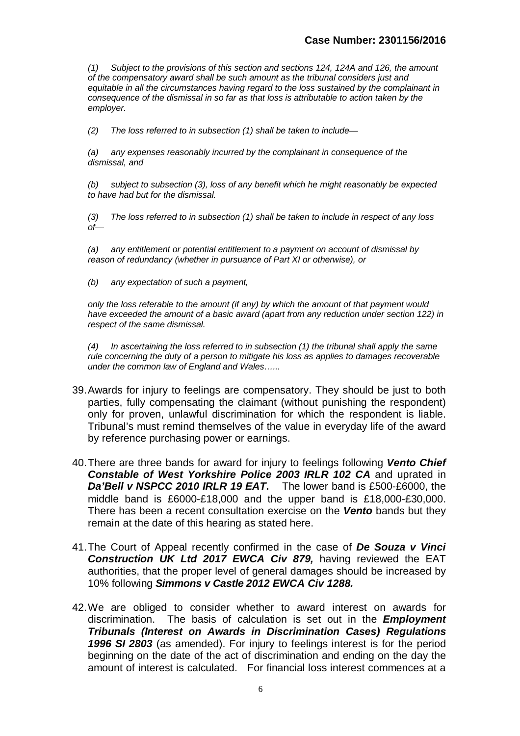*(1) Subject to the provisions of this section and sections 124, 124A and 126, the amount of the compensatory award shall be such amount as the tribunal considers just and equitable in all the circumstances having regard to the loss sustained by the complainant in consequence of the dismissal in so far as that loss is attributable to action taken by the employer.*

*(2) The loss referred to in subsection (1) shall be taken to include—*

*(a) any expenses reasonably incurred by the complainant in consequence of the dismissal, and*

*(b) subject to subsection (3), loss of any benefit which he might reasonably be expected to have had but for the dismissal.*

*(3) The loss referred to in subsection (1) shall be taken to include in respect of any loss of—*

*(a) any entitlement or potential entitlement to a payment on account of dismissal by reason of redundancy (whether in pursuance of Part XI or otherwise), or*

*(b) any expectation of such a payment,*

*only the loss referable to the amount (if any) by which the amount of that payment would have exceeded the amount of a basic award (apart from any reduction under section 122) in respect of the same dismissal.*

*(4) In ascertaining the loss referred to in subsection (1) the tribunal shall apply the same rule concerning the duty of a person to mitigate his loss as applies to damages recoverable under the common law of England and Wales…...*

39. Awards for injury to feelings are compensatory. They should be just to both parties, fully compensating the claimant (without punishing the respondent) only for proven, unlawful discrimination for which the respondent is liable. Tribunal's must remind themselves of the value in everyday life of the award by reference purchasing power or earnings.

40. There are three bands for award for injury to feelings following ***Vento Chief Constable of West Yorkshire Police 2003 IRLR 102 CA*** and uprated in ***Da'Bell v NSPCC 2010 IRLR 19 EAT***. The lower band is £500-£6000, the middle band is £6000-£18,000 and the upper band is £18,000-£30,000. There has been a recent consultation exercise on the ***Vento*** bands but they remain at the date of this hearing as stated here.

41. The Court of Appeal recently confirmed in the case of ***De Souza v Vinci Construction UK Ltd 2017 EWCA Civ 879,*** having reviewed the EAT authorities, that the proper level of general damages should be increased by 10% following ***Simmons v Castle 2012 EWCA Civ 1288.***

42. We are obliged to consider whether to award interest on awards for discrimination. The basis of calculation is set out in the ***Employment Tribunals (Interest on Awards in Discrimination Cases) Regulations 1996 SI 2803*** (as amended). For injury to feelings interest is for the period beginning on the date of the act of discrimination and ending on the day the amount of interest is calculated. For financial loss interest commences at a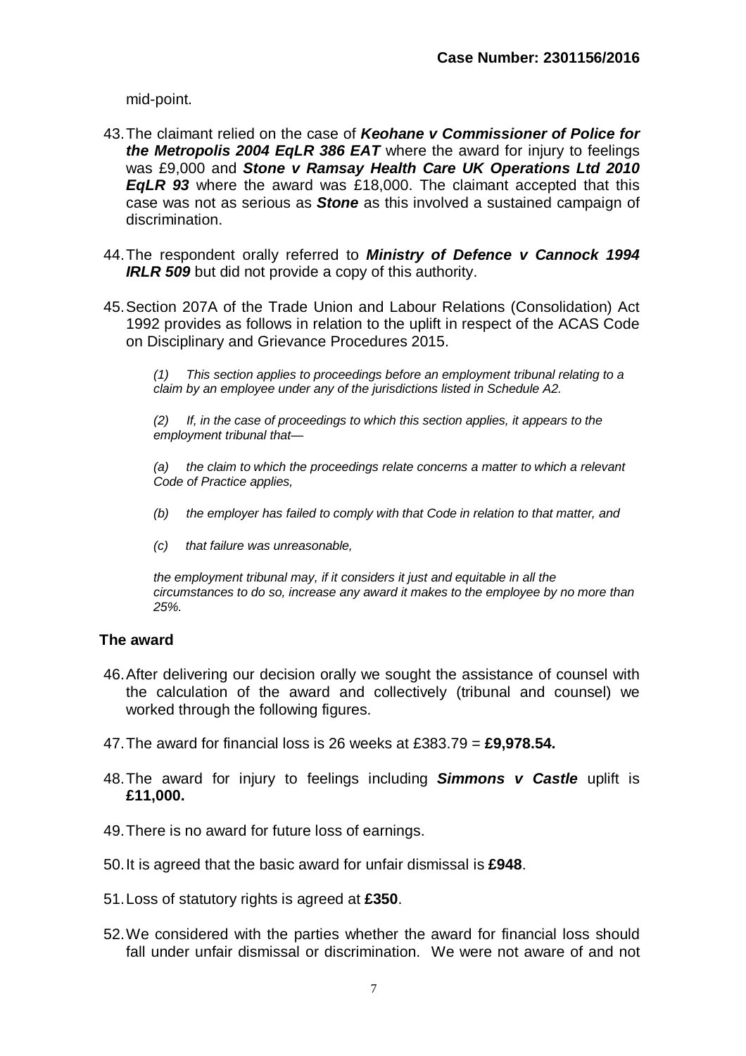mid-point.

43. The claimant relied on the case of ***Keohane v Commissioner of Police for the Metropolis 2004 EqLR 386 EAT*** where the award for injury to feelings was £9,000 and ***Stone v Ramsay Health Care UK Operations Ltd 2010 EqLR 93*** where the award was £18,000. The claimant accepted that this case was not as serious as ***Stone*** as this involved a sustained campaign of discrimination.

44. The respondent orally referred to ***Ministry of Defence v Cannock 1994 IRLR 509*** but did not provide a copy of this authority.

45. Section 207A of the Trade Union and Labour Relations (Consolidation) Act 1992 provides as follows in relation to the uplift in respect of the ACAS Code on Disciplinary and Grievance Procedures 2015.

> *(1) This section applies to proceedings before an employment tribunal relating to a claim by an employee under any of the jurisdictions listed in Schedule A2.*
>
> *(2) If, in the case of proceedings to which this section applies, it appears to the employment tribunal that—*
>
> *(a) the claim to which the proceedings relate concerns a matter to which a relevant Code of Practice applies,*
>
> *(b) the employer has failed to comply with that Code in relation to that matter, and*
>
> *(c) that failure was unreasonable,*
>
> *the employment tribunal may, if it considers it just and equitable in all the circumstances to do so, increase any award it makes to the employee by no more than 25%.*

**The award**

46. After delivering our decision orally we sought the assistance of counsel with the calculation of the award and collectively (tribunal and counsel) we worked through the following figures.

47. The award for financial loss is 26 weeks at £383.79 = **£9,978.54.**

48. The award for injury to feelings including ***Simmons v Castle*** uplift is **£11,000.**

49. There is no award for future loss of earnings.

50. It is agreed that the basic award for unfair dismissal is **£948**.

51. Loss of statutory rights is agreed at **£350**.

52. We considered with the parties whether the award for financial loss should fall under unfair dismissal or discrimination. We were not aware of and not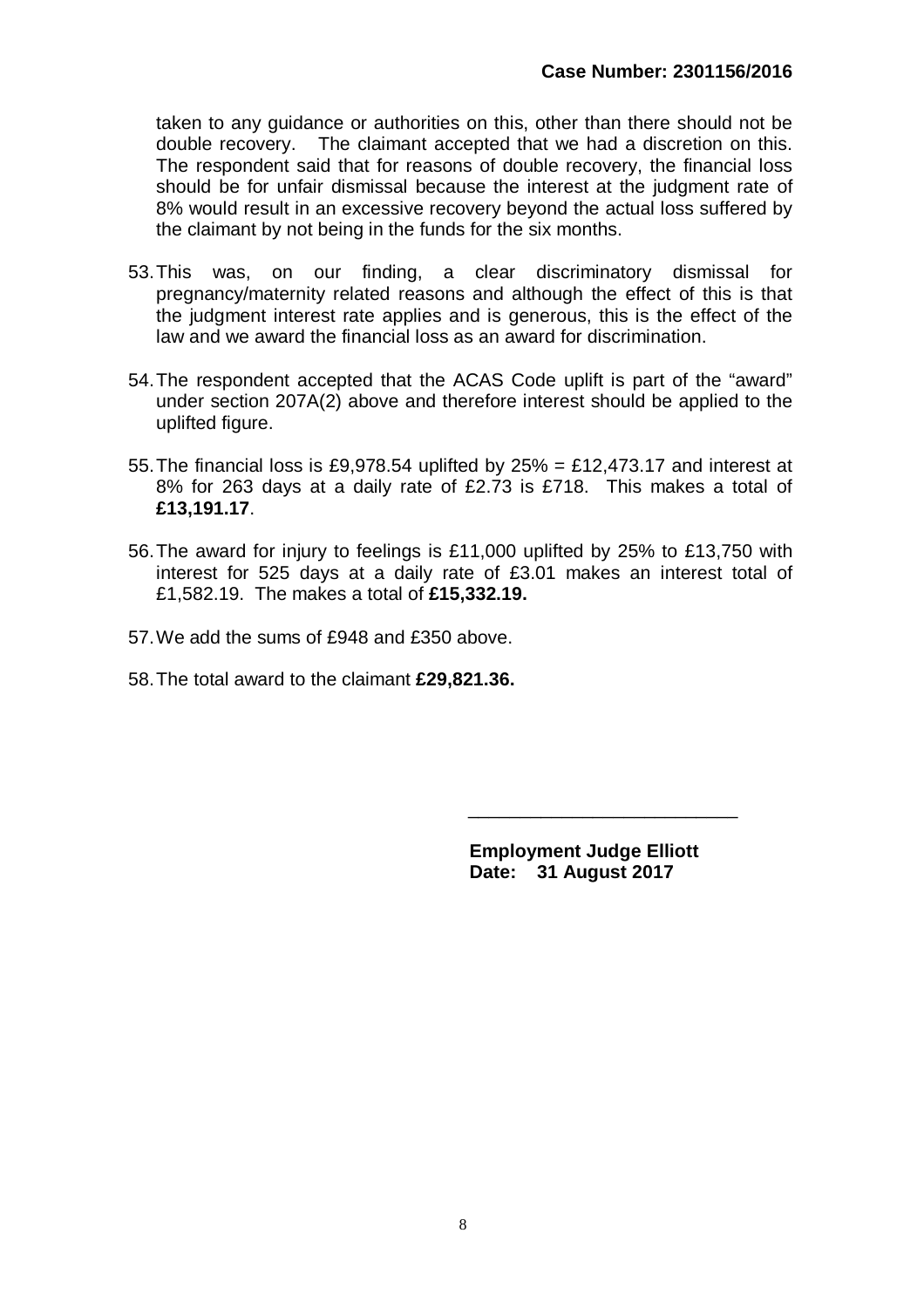taken to any guidance or authorities on this, other than there should not be double recovery. The claimant accepted that we had a discretion on this. The respondent said that for reasons of double recovery, the financial loss should be for unfair dismissal because the interest at the judgment rate of 8% would result in an excessive recovery beyond the actual loss suffered by the claimant by not being in the funds for the six months.

53. This was, on our finding, a clear discriminatory dismissal for pregnancy/maternity related reasons and although the effect of this is that the judgment interest rate applies and is generous, this is the effect of the law and we award the financial loss as an award for discrimination.

54. The respondent accepted that the ACAS Code uplift is part of the "award" under section 207A(2) above and therefore interest should be applied to the uplifted figure.

55. The financial loss is £9,978.54 uplifted by 25% = £12,473.17 and interest at 8% for 263 days at a daily rate of £2.73 is £718. This makes a total of **£13,191.17**.

56. The award for injury to feelings is £11,000 uplifted by 25% to £13,750 with interest for 525 days at a daily rate of £3.01 makes an interest total of £1,582.19. The makes a total of **£15,332.19.**

57. We add the sums of £948 and £350 above.

58. The total award to the claimant **£29,821.36.**

\_\_\_\_\_\_\_\_\_\_\_\_\_\_\_\_\_\_\_\_\_\_\_\_\_\_\_

**Employment Judge Elliott**
**Date: 31 August 2017**